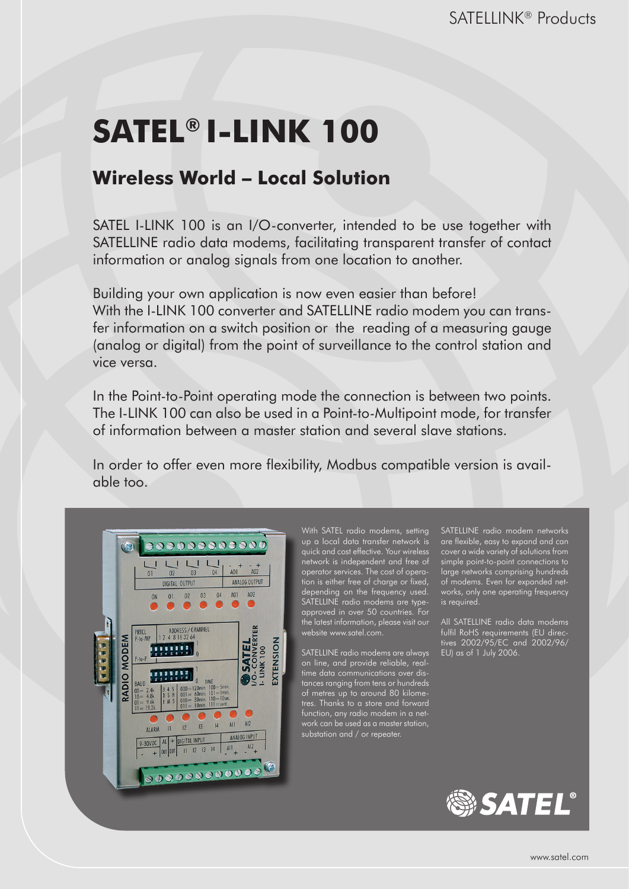# SATEL® I-LINK 100

## Wireless World – Local Solution

SATEL I-LINK 100 is an I/O-converter, intended to be use together with SATELLINE radio data modems, facilitating transparent transfer of contact information or analog signals from one location to another.

Building your own application is now even easier than before! With the I-LINK 100 converter and SATELLINE radio modem you can transfer information on a switch position or the reading of a measuring gauge (analog or digital) from the point of surveillance to the control station and vice versa.

In the Point-to-Point operating mode the connection is between two points. The I-LINK 100 can also be used in a Point-to-Multipoint mode, for transfer of information between a master station and several slave stations.

In order to offer even more flexibility, Modbus compatible version is available too.

With SATEL radio modems, setting up a local data transfer network is quick and cost effective. Your wireless network is independent and free of operator services. The cost of operation is either free of charge or fixed, depending on the frequency used. SATELLINE radio modems are type-approved in over 50 countries. For the latest information, please visit our website www.satel.com.

SATELLINE radio modems are always on line, and provide reliable, real-time data communications over distances ranging from tens or hundreds of metres up to around 80 kilometres. Thanks to a store and forward function, any radio modem in a network can be used as a master station, substation and / or repeater.

SATELLINE radio modem networks are flexible, easy to expand and can cover a wide variety of solutions from simple point-to-point connections to large networks comprising hundreds of modems. Even for expanded networks, only one operating frequency is required.

All SATELLINE radio data modems fulfil RoHS requirements (EU directives 2002/95/EC and 2002/96/EU) as of 1 July 2006.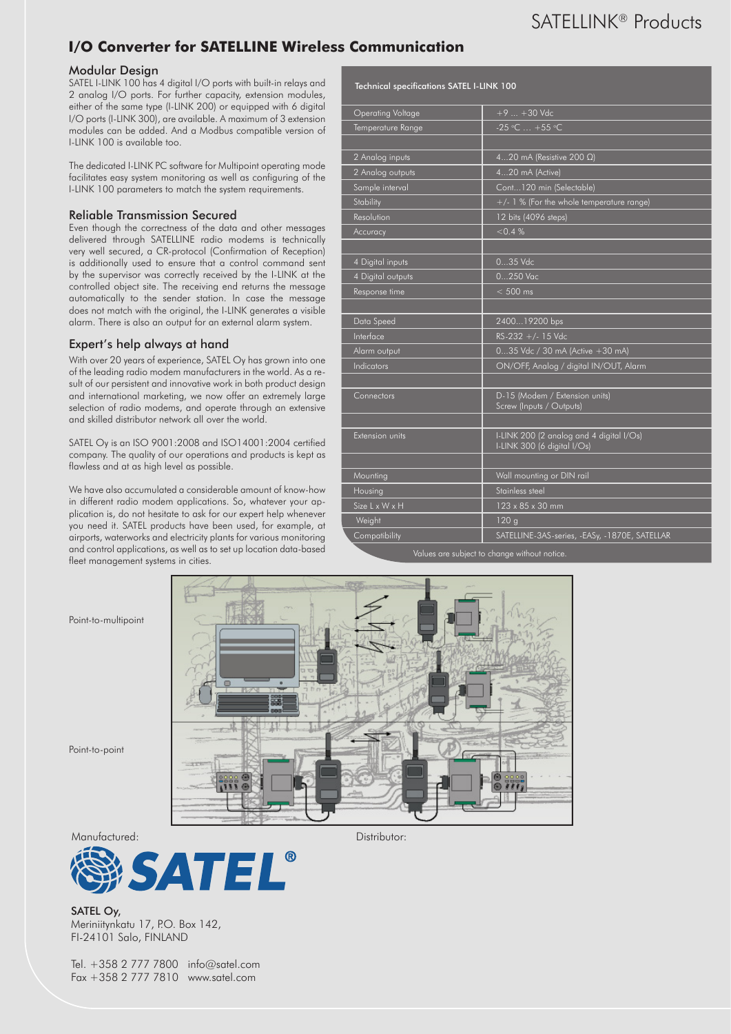# I/O Converter for SATELLINE Wireless Communication

## Modular Design

SATEL I-LINK 100 has 4 digital I/O ports with built-in relays and 2 analog I/O ports. For further capacity, extension modules, either of the same type (I-LINK 200) or equipped with 6 digital I/O ports (I-LINK 300), are available. A maximum of 3 extension modules can be added. And a Modbus compatible version of I-LINK 100 is available too.

The dedicated I-LINK PC software for Multipoint operating mode facilitates easy system monitoring as well as configuring of the I-LINK 100 parameters to match the system requirements.

## Reliable Transmission Secured

Even though the correctness of the data and other messages delivered through SATELLINE radio modems is technically very well secured, a CR-protocol (Confirmation of Reception) is additionally used to ensure that a control command sent by the supervisor was correctly received by the I-LINK at the controlled object site. The receiving end returns the message automatically to the sender station. In case the message does not match with the original, the I-LINK generates a visible alarm. There is also an output for an external alarm system.

## Expert's help always at hand

With over 20 years of experience, SATEL Oy has grown into one of the leading radio modem manufacturers in the world. As a result of our persistent and innovative work in both product design and international marketing, we now offer an extremely large selection of radio modems, and operate through an extensive and skilled distributor network all over the world.

SATEL Oy is an ISO 9001:2008 and ISO14001:2004 certified company. The quality of our operations and products is kept as flawless and at as high level as possible.

We have also accumulated a considerable amount of know-how in different radio modem applications. So, whatever your application is, do not hesitate to ask for our expert help whenever you need it. SATEL products have been used, for example, at airports, waterworks and electricity plants for various monitoring and control applications, as well as to set up location data-based fleet management systems in cities.

| Technical specifications SATEL I-LINK 100 | |
|---|---|
| Operating Voltage | +9 ... +30 Vdc |
| Temperature Range | -25 °C ... +55 °C |
| | |
| 2 Analog inputs | 4...20 mA (Resistive 200 Ω) |
| 2 Analog outputs | 4...20 mA (Active) |
| Sample interval | Cont...120 min (Selectable) |
| Stability | +/- 1 % (For the whole temperature range) |
| Resolution | 12 bits (4096 steps) |
| Accuracy | <0.4 % |
| | |
| 4 Digital inputs | 0...35 Vdc |
| 4 Digital outputs | 0...250 Vac |
| Response time | < 500 ms |
| | |
| Data Speed | 2400...19200 bps |
| Interface | RS-232 +/- 15 Vdc |
| Alarm output | 0...35 Vdc / 30 mA (Active +30 mA) |
| Indicators | ON/OFF, Analog / digital IN/OUT, Alarm |
| | |
| Connectors | D-15 (Modem / Extension units)<br>Screw (Inputs / Outputs) |
| | |
| Extension units | I-LINK 200 (2 analog and 4 digital I/Os)<br>I-LINK 300 (6 digital I/Os) |
| | |
| Mounting | Wall mounting or DIN rail |
| Housing | Stainless steel |
| Size L x W x H | 123 x 85 x 30 mm |
| Weight | 120 g |
| Compatibility | SATELLINE-3AS-series, -EASy, -1870E, SATELLAR |

Values are subject to change without notice.

Point-to-multipoint

Point-to-point

Manufactured:

SATEL Oy,
Meriniitynkatu 17, P.O. Box 142,
FI-24101 Salo, FINLAND

Tel. +358 2 777 7800 info@satel.com
Fax +358 2 777 7810 www.satel.com

Distributor: